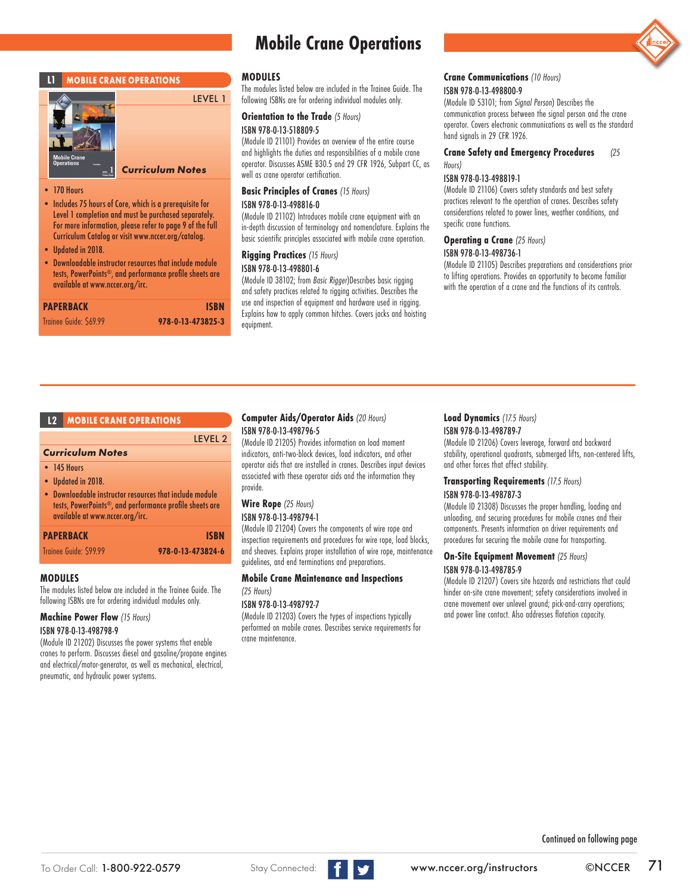# Mobile Crane Operations

## L1 MOBILE CRANE OPERATIONS

LEVEL 1

**Curriculum Notes**

- 170 Hours
- Includes 75 hours of Core, which is a prerequisite for Level 1 completion and must be purchased separately. For more information, please refer to page 9 of the full Curriculum Catalog or visit www.nccer.org/catalog.
- Updated in 2018.
- Downloadable instructor resources that include module tests, PowerPoints®, and performance profile sheets are available at www.nccer.org/irc.

| PAPERBACK | ISBN |
|---|---|
| Trainee Guide: $69.99 | 978-0-13-473825-3 |

### MODULES

The modules listed below are included in the Trainee Guide. The following ISBNs are for ordering individual modules only.

**Orientation to the Trade** *(5 Hours)*
ISBN 978-0-13-518809-5
(Module ID 21101) Provides an overview of the entire course and highlights the duties and responsibilities of a mobile crane operator. Discusses ASME B30.5 and 29 CFR 1926, Subpart CC, as well as crane operator certification.

**Basic Principles of Cranes** *(15 Hours)*
ISBN 978-0-13-498816-0
(Module ID 21102) Introduces mobile crane equipment with an in-depth discussion of terminology and nomenclature. Explains the basic scientific principles associated with mobile crane operation.

**Rigging Practices** *(15 Hours)*
ISBN 978-0-13-498801-6
(Module ID 38102; from *Basic Rigger*)Describes basic rigging and safety practices related to rigging activities. Describes the use and inspection of equipment and hardware used in rigging. Explains how to apply common hitches. Covers jacks and hoisting equipment.

**Crane Communications** *(10 Hours)*
ISBN 978-0-13-498800-9
(Module ID 53101; from *Signal Person*) Describes the communication process between the signal person and the crane operator. Covers electronic communications as well as the standard hand signals in 29 CFR 1926.

**Crane Safety and Emergency Procedures** *(25 Hours)*
ISBN 978-0-13-498819-1
(Module ID 21106) Covers safety standards and best safety practices relevant to the operation of cranes. Describes safety considerations related to power lines, weather conditions, and specific crane functions.

**Operating a Crane** *(25 Hours)*
ISBN 978-0-13-498736-1
(Module ID 21105) Describes preparations and considerations prior to lifting operations. Provides an opportunity to become familiar with the operation of a crane and the functions of its controls.

## L2 MOBILE CRANE OPERATIONS

LEVEL 2

**Curriculum Notes**

- 145 Hours
- Updated in 2018.
- Downloadable instructor resources that include module tests, PowerPoints®, and performance profile sheets are available at www.nccer.org/irc.

| PAPERBACK | ISBN |
|---|---|
| Trainee Guide: $99.99 | 978-0-13-473824-6 |

### MODULES

The modules listed below are included in the Trainee Guide. The following ISBNs are for ordering individual modules only.

**Machine Power Flow** *(15 Hours)*
ISBN 978-0-13-498798-9
(Module ID 21202) Discusses the power systems that enable cranes to perform. Discusses diesel and gasoline/propane engines and electrical/motor-generator, as well as mechanical, electrical, pneumatic, and hydraulic power systems.

**Computer Aids/Operator Aids** *(20 Hours)*
ISBN 978-0-13-498796-5
(Module ID 21205) Provides information on load moment indicators, anti-two-block devices, load indicators, and other operator aids that are installed in cranes. Describes input devices associated with these operator aids and the information they provide.

**Wire Rope** *(25 Hours)*
ISBN 978-0-13-498794-1
(Module ID 21204) Covers the components of wire rope and inspection requirements and procedures for wire rope, load blocks, and sheaves. Explains proper installation of wire rope, maintenance guidelines, and end terminations and preparations.

**Mobile Crane Maintenance and Inspections** *(25 Hours)*
ISBN 978-0-13-498792-7
(Module ID 21203) Covers the types of inspections typically performed on mobile cranes. Describes service requirements for crane maintenance.

**Load Dynamics** *(17.5 Hours)*
ISBN 978-0-13-498789-7
(Module ID 21206) Covers leverage, forward and backward stability, operational quadrants, submerged lifts, non-centered lifts, and other forces that affect stability.

**Transporting Requirements** *(17.5 Hours)*
ISBN 978-0-13-498787-3
(Module ID 21308) Discusses the proper handling, loading and unloading, and securing procedures for mobile cranes and their components. Presents information on driver requirements and procedures for securing the mobile crane for transporting.

**On-Site Equipment Movement** *(25 Hours)*
ISBN 978-0-13-498785-9
(Module ID 21207) Covers site hazards and restrictions that could hinder on-site crane movement; safety considerations involved in crane movement over unlevel ground; pick-and-carry operations; and power line contact. Also addresses flotation capacity.

Continued on following page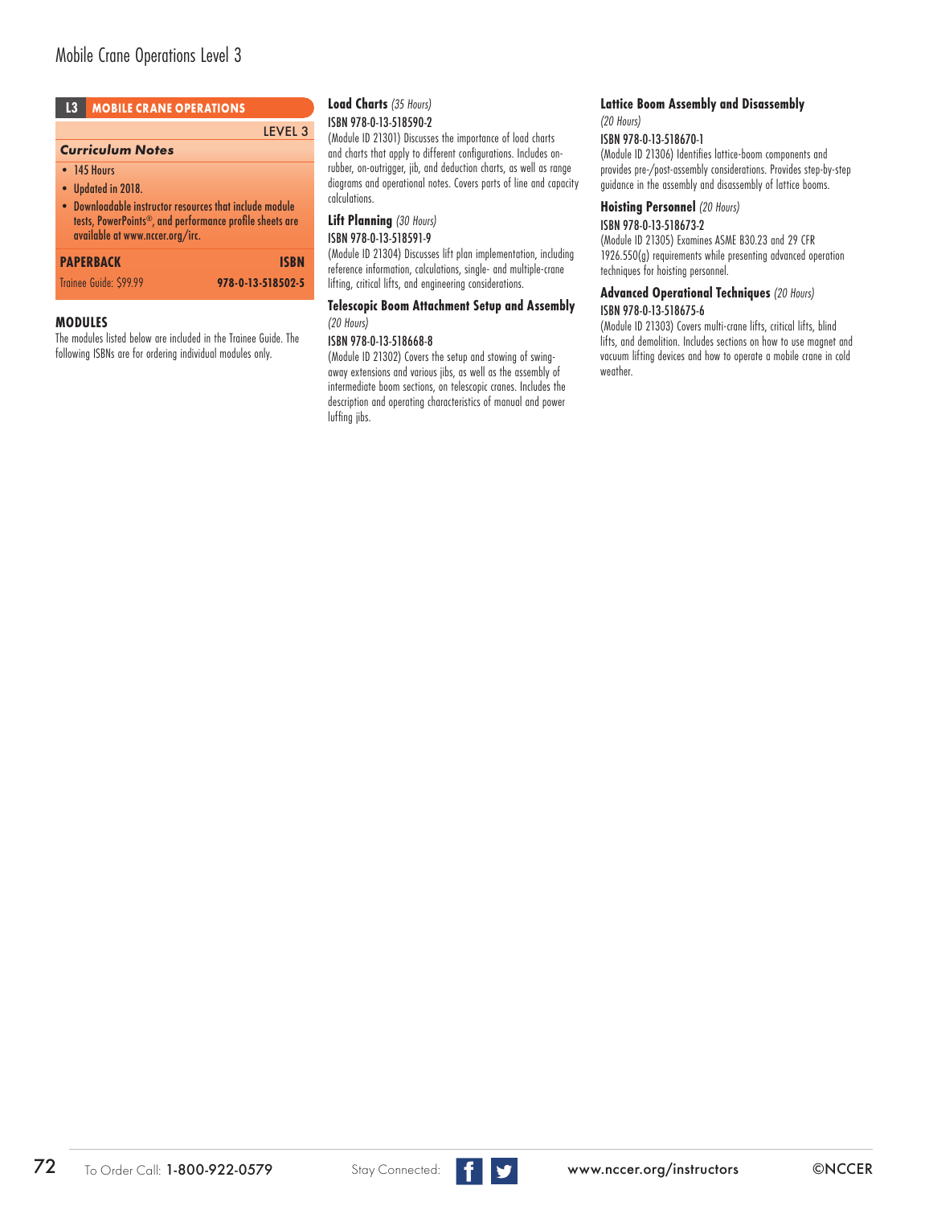# Mobile Crane Operations Level 3

**L3 MOBILE CRANE OPERATIONS**

LEVEL 3

***Curriculum Notes***

- 145 Hours
- Updated in 2018.
- Downloadable instructor resources that include module tests, PowerPoints®, and performance profile sheets are available at www.nccer.org/irc.

| PAPERBACK | ISBN |
|---|---|
| Trainee Guide: $99.99 | 978-0-13-518502-5 |

## MODULES

The modules listed below are included in the Trainee Guide. The following ISBNs are for ordering individual modules only.

**Load Charts** *(35 Hours)*
ISBN 978-0-13-518590-2
(Module ID 21301) Discusses the importance of load charts and charts that apply to different configurations. Includes on-rubber, on-outrigger, jib, and deduction charts, as well as range diagrams and operational notes. Covers parts of line and capacity calculations.

**Lift Planning** *(30 Hours)*
ISBN 978-0-13-518591-9
(Module ID 21304) Discusses lift plan implementation, including reference information, calculations, single- and multiple-crane lifting, critical lifts, and engineering considerations.

**Telescopic Boom Attachment Setup and Assembly** *(20 Hours)*
ISBN 978-0-13-518668-8
(Module ID 21302) Covers the setup and stowing of swing-away extensions and various jibs, as well as the assembly of intermediate boom sections, on telescopic cranes. Includes the description and operating characteristics of manual and power luffing jibs.

**Lattice Boom Assembly and Disassembly** *(20 Hours)*
ISBN 978-0-13-518670-1
(Module ID 21306) Identifies lattice-boom components and provides pre-/post-assembly considerations. Provides step-by-step guidance in the assembly and disassembly of lattice booms.

**Hoisting Personnel** *(20 Hours)*
ISBN 978-0-13-518673-2
(Module ID 21305) Examines ASME B30.23 and 29 CFR 1926.550(g) requirements while presenting advanced operation techniques for hoisting personnel.

**Advanced Operational Techniques** *(20 Hours)*
ISBN 978-0-13-518675-6
(Module ID 21303) Covers multi-crane lifts, critical lifts, blind lifts, and demolition. Includes sections on how to use magnet and vacuum lifting devices and how to operate a mobile crane in cold weather.